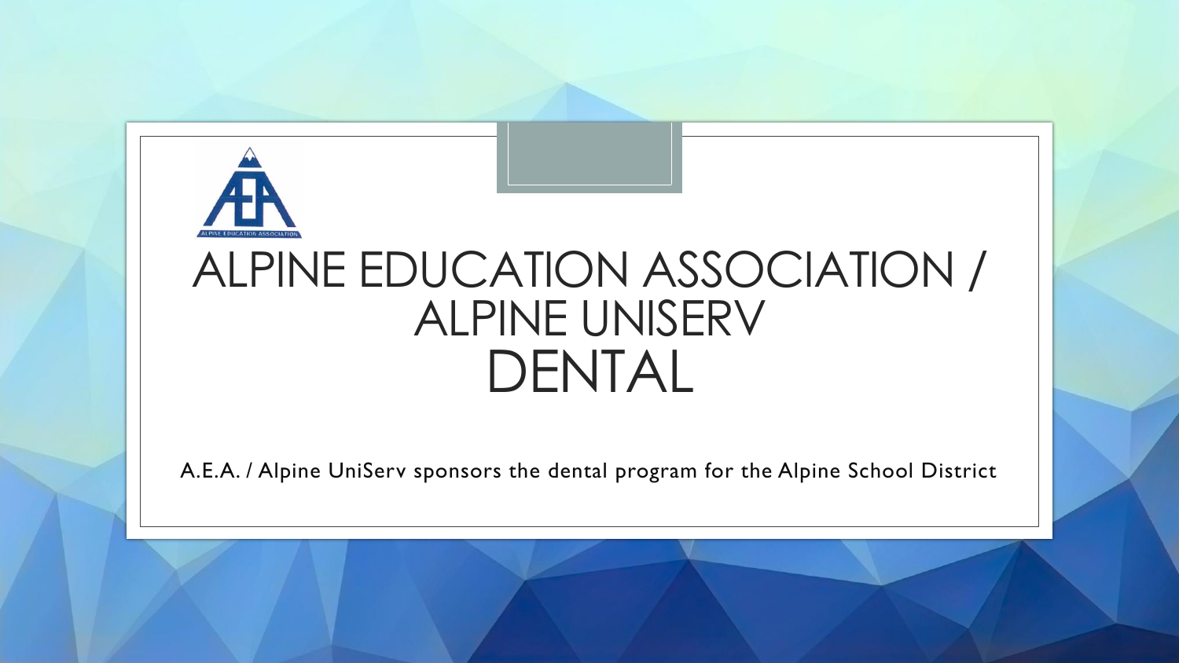# ALPINE EDUCATION ASSOCIATION / ALPINE UNISERV DENTAL

A.E.A. / Alpine UniServ sponsors the dental program for the Alpine School District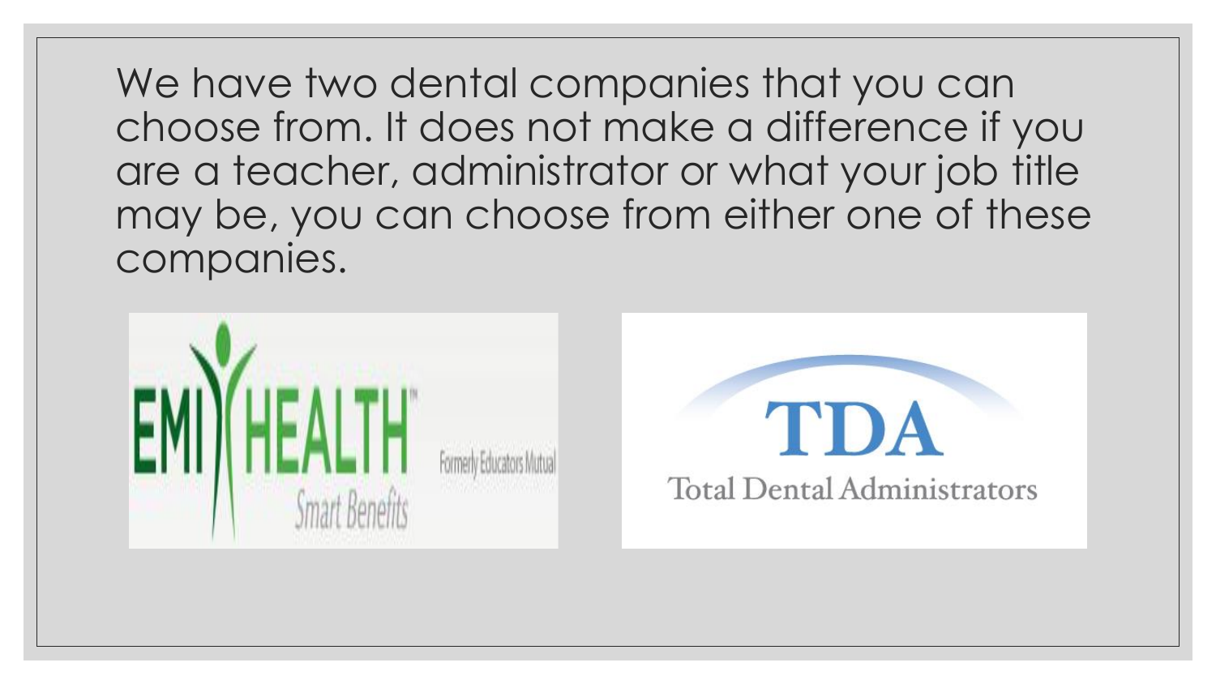We have two dental companies that you can choose from. It does not make a difference if you are a teacher, administrator or what your job title may be, you can choose from either one of these companies.

EMI HEALTH™ Smart Benefits

Formerly Educators Mutual

TDA

Total Dental Administrators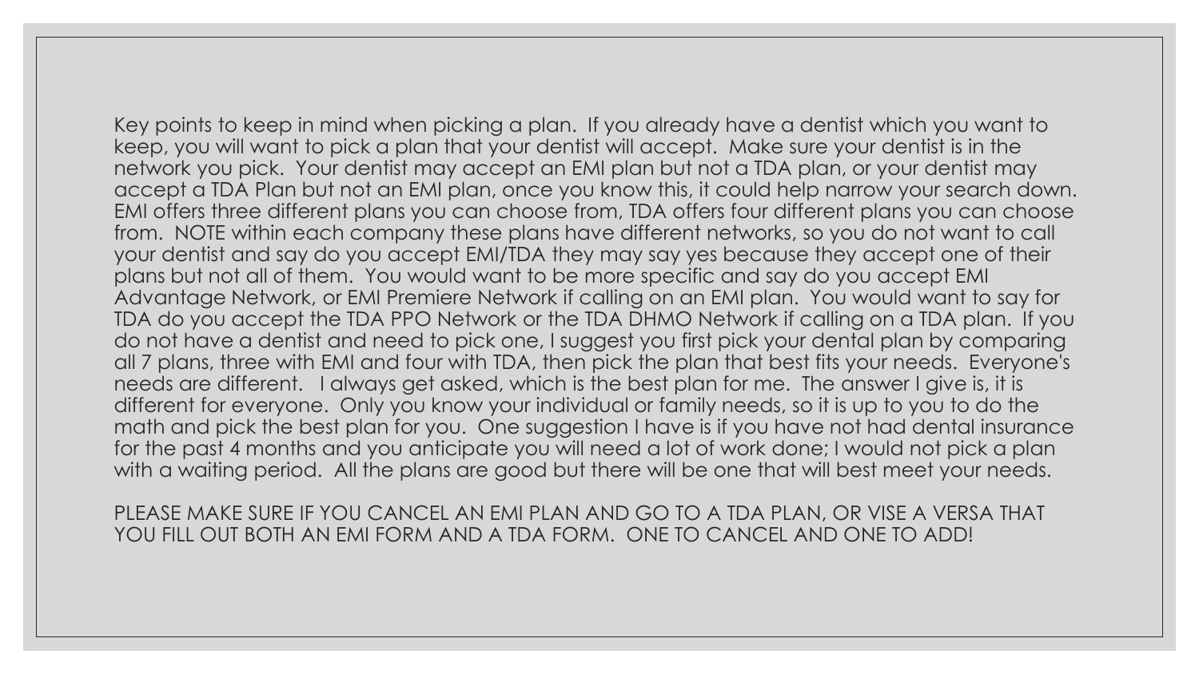Key points to keep in mind when picking a plan. If you already have a dentist which you want to keep, you will want to pick a plan that your dentist will accept. Make sure your dentist is in the network you pick. Your dentist may accept an EMI plan but not a TDA plan, or your dentist may accept a TDA Plan but not an EMI plan, once you know this, it could help narrow your search down. EMI offers three different plans you can choose from, TDA offers four different plans you can choose from. NOTE within each company these plans have different networks, so you do not want to call your dentist and say do you accept EMI/TDA they may say yes because they accept one of their plans but not all of them. You would want to be more specific and say do you accept EMI Advantage Network, or EMI Premiere Network if calling on an EMI plan. You would want to say for TDA do you accept the TDA PPO Network or the TDA DHMO Network if calling on a TDA plan. If you do not have a dentist and need to pick one, I suggest you first pick your dental plan by comparing all 7 plans, three with EMI and four with TDA, then pick the plan that best fits your needs. Everyone's needs are different. I always get asked, which is the best plan for me. The answer I give is, it is different for everyone. Only you know your individual or family needs, so it is up to you to do the math and pick the best plan for you. One suggestion I have is if you have not had dental insurance for the past 4 months and you anticipate you will need a lot of work done; I would not pick a plan with a waiting period. All the plans are good but there will be one that will best meet your needs.

PLEASE MAKE SURE IF YOU CANCEL AN EMI PLAN AND GO TO A TDA PLAN, OR VISE A VERSA THAT YOU FILL OUT BOTH AN EMI FORM AND A TDA FORM. ONE TO CANCEL AND ONE TO ADD!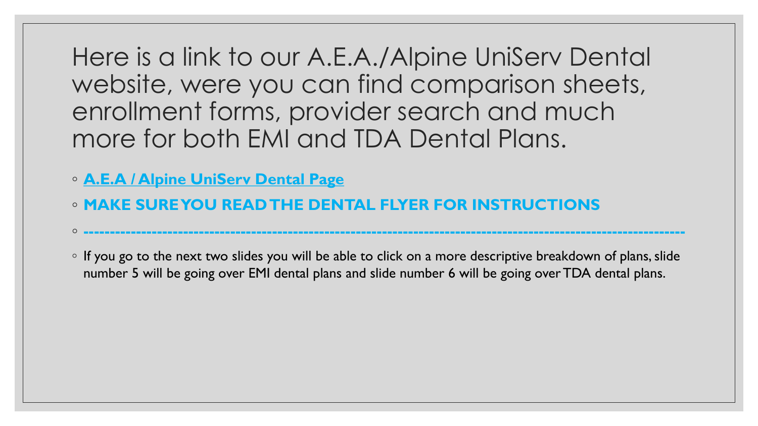# Here is a link to our A.E.A./Alpine UniServ Dental website, were you can find comparison sheets, enrollment forms, provider search and much more for both EMI and TDA Dental Plans.

- **A.E.A / Alpine UniServ Dental Page**
- **MAKE SURE YOU READ THE DENTAL FLYER FOR INSTRUCTIONS**
- **-----------------------------------------------------------------------------------------------------------------**
- If you go to the next two slides you will be able to click on a more descriptive breakdown of plans, slide number 5 will be going over EMI dental plans and slide number 6 will be going over TDA dental plans.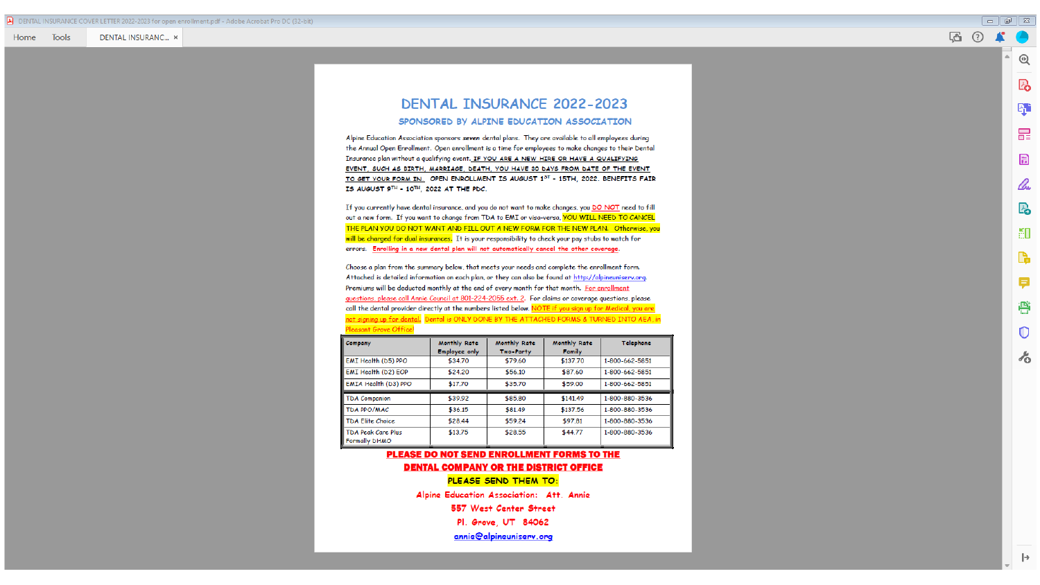# DENTAL INSURANCE 2022-2023

## SPONSORED BY ALPINE EDUCATION ASSOCIATION

Alpine Education Association sponsors ***seven*** dental plans. They are available to all employees during the Annual Open Enrollment. Open enrollment is a time for employees to make changes to their Dental Insurance plan without a qualifying event. **IF YOU ARE A NEW HERE OR HAVE A QUALIFYING EVENT, SUCH AS BIRTH, MARRIAGE, DEATH, YOU HAVE 30 DAYS FROM DATE OF THE EVENT TO GET YOUR FORM IN.** **OPEN ENROLLMENT IS AUGUST 1ST - 15TH, 2022. BENEFITS FAIR IS AUGUST 9TH - 10TH, 2022 AT THE PDC.**

If you currently have dental insurance, and you do not want to make changes, you DO NOT need to fill out a new form. If you want to change from TDA to EMI or visa-versa, YOU WILL NEED TO CANCEL THE PLAN YOU DO NOT WANT AND FILL OUT A NEW FORM FOR THE NEW PLAN. Otherwise, you will be charged for dual insurances. It is your responsibility to check your pay stubs to watch for errors. **Enrolling in a new dental plan will not automatically cancel the other coverage.**

Choose a plan from the summary below, that meets your needs and complete the enrollment form. Attached is detailed information on each plan, or they can also be found at http://alpineuniserv.org. Premiums will be deducted monthly at the end of every month for that month. For enrollment questions, please call Annie Council at 801-224-2055 ext. 2. For claims or coverage questions, please call the dental provider directly at the numbers listed below. NOTE if you sign up for Medical, you are not signing up for dental. Dental is ONLY DONE BY THE ATTACHED FORMS & TURNED INTO AEA, in Pleasant Grove Office!

| Company | Monthly Rate Employee only | Monthly Rate Two-Party | Monthly Rate Family | Telephone |
|---|---|---|---|---|
| EMI Health (D5) PPO | $34.70 | $79.60 | $137.70 | 1-800-662-5851 |
| EMI Health (D2) EOP | $24.20 | $56.10 | $87.60 | 1-800-662-5851 |
| EMIA Health (D3) PPO | $17.70 | $35.70 | $59.00 | 1-800-662-5851 |
| TDA Companion | $39.92 | $85.80 | $141.49 | 1-800-880-3536 |
| TDA PPO/MAC | $36.15 | $81.49 | $137.56 | 1-800-880-3536 |
| TDA Elite Choice | $28.44 | $59.24 | $97.81 | 1-800-880-3536 |
| TDA Peak Care Plus Formally DHMO | $13.75 | $28.55 | $44.77 | 1-800-880-3536 |

**PLEASE DO NOT SEND ENROLLMENT FORMS TO THE DENTAL COMPANY OR THE DISTRICT OFFICE**

**PLEASE SEND THEM TO:**

**Alpine Education Association: Att. Annie**
**557 West Center Street**
**Pl. Grove, UT 84062**
**annie@alpineuniserv.org**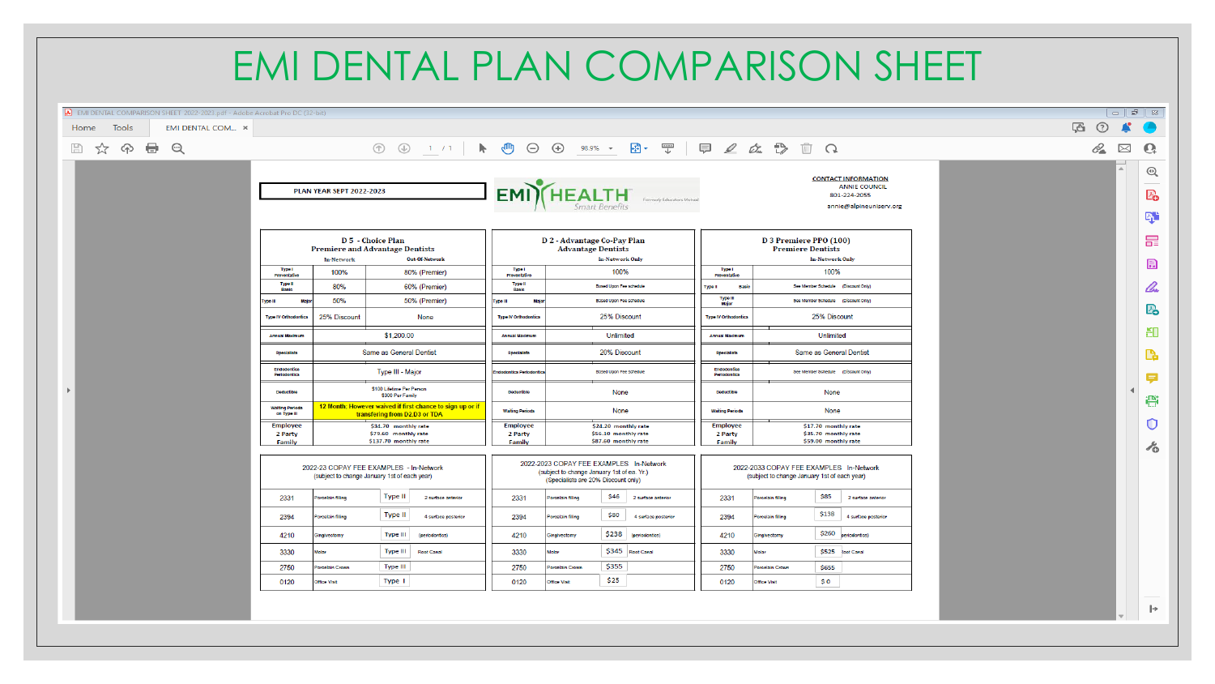# EMI DENTAL PLAN COMPARISON SHEET

PLAN YEAR SEPT 2022-2023

EMI HEALTH Smart Benefits

**CONTACT INFORMATION**
ANNIE COUNCIL
801-224-2055
annie@alpineuniserv.org

| D 5 - Choice Plan Premiere and Advantage Dentists | In-Network | Out-Of-Network |
|---|---|---|
| Type I Preventative | 100% | 80% (Premier) |
| Type II Basic | 80% | 60% (Premier) |
| Type III Major | 50% | 50% (Premier) |
| Type IV Orthodontics | 25% Discount | None |
| Annual Maximum | $1,200.00 | |
| Specialists | Same as General Dentist | |
| Endodontics Periodontics | Type III - Major | |
| Deductible | $100 Lifetime Per Person $300 Per Family | |
| Waiting Periods on Type III | 12 Month; However waived if first chance to sign up or if transfering from D2,D3 or TDA | |
| Employee | $34.70 monthly rate | |
| 2 Party | $79.60 monthly rate | |
| Family | $137.70 monthly rate | |

| D 2 - Advantage Co-Pay Plan Advantage Dentists | In-Network Only |
|---|---|
| Type I Preventative | 100% |
| Type II Basic | Based Upon Fee schedule |
| Type III Major | Based Upon Fee Schedule |
| Type IV Orthodontics | 25% Discount |
| Annual Maximum | Unlimited |
| Specialists | 20% Discount |
| Endodontics Periodontics | Based Upon Fee Schedule |
| Deductible | None |
| Waiting Periods | None |
| Employee | $24.20 monthly rate |
| 2 Party | $56.10 monthly rate |
| Family | $87.60 monthly rate |

| D 3 Premiere PPO (100) Premiere Dentists | In-Network Only |
|---|---|
| Type I Preventative | 100% |
| Type II Basic | See Member Schedule (Discount Only) |
| Type III Major | See Member Schedule (Discount Only) |
| Type IV Orthodontics | 25% Discount |
| Annual Maximum | Unlimited |
| Specialists | Same as General Dentist |
| Endodontics Periodontics | See Member Schedule (Discount Only) |
| Deductible | None |
| Waiting Periods | None |
| Employee | $17.70 monthly rate |
| 2 Party | $35.70 monthly rate |
| Family | $59.00 monthly rate |

2022-23 COPAY FEE EXAMPLES - In-Network (subject to change January 1st of each year)

| Code | Procedure | Type | |
|---|---|---|---|
| 2331 | Porcelain filling | Type II | 2 surface anterior |
| 2394 | Porcelain filing | Type II | 4 surface posterior |
| 4210 | Gingivectomy | Type III | (periodontics) |
| 3330 | Molar | Type III | Root Canal |
| 2750 | Porcelain Crown | Type III | |
| 0120 | Office Visit | Type I | |

2022-2023 COPAY FEE EXAMPLES In-Network (subject to change January 1st of ea. Yr.) (Specialists are 20% Discount only)

| Code | Procedure | Copay | |
|---|---|---|---|
| 2331 | Porcelain filling | $46 | 2 surface anterior |
| 2394 | Porcelain filling | $80 | 4 surface posterior |
| 4210 | Gingivectomy | $238 | (periodontics) |
| 3330 | Molar | $345 | Root Canal |
| 2750 | Porcelain Crown | $355 | |
| 0120 | Office Visit | $25 | |

2022-2033 COPAY FEE EXAMPLES In-Network (subject to change January 1st of each year)

| Code | Procedure | Copay | |
|---|---|---|---|
| 2331 | Porcelain filling | $85 | 2 surface anterior |
| 2394 | Porcelain filling | $138 | 4 surface posterior |
| 4210 | Gingivectomy | $260 | (periodontics) |
| 3330 | Molar | $525 | Root Canal |
| 2750 | Porcelain Crown | $655 | |
| 0120 | Office Visit | $0 | |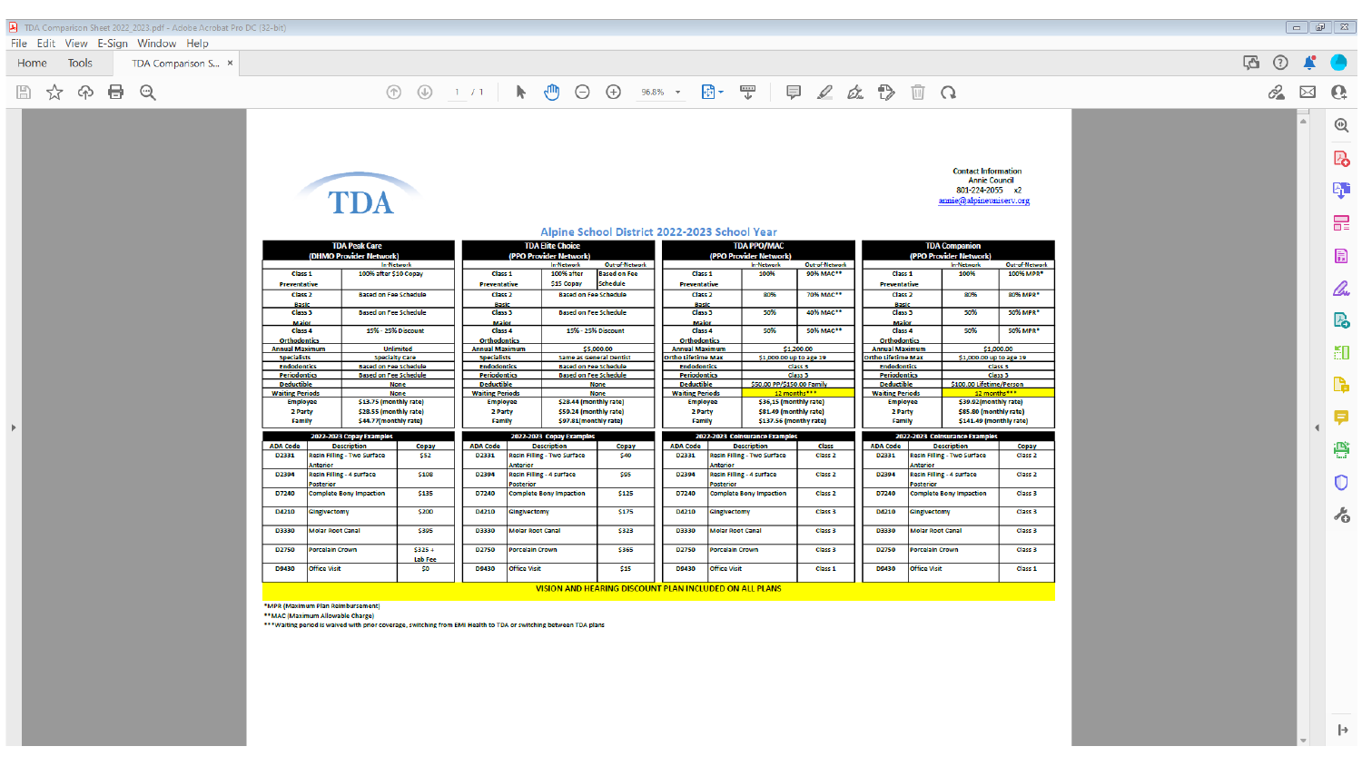TDA

Contact Information
Annie Council
801-224-2055 x2
annie@alpineunserv.org

## Alpine School District 2022-2023 School Year

| TDA Peak Care (DHMO Provider Network) | In-Network |
|---|---|
| Class 1 Preventative | 100% after $10 Copay |
| Class 2 Basic | Based on Fee Schedule |
| Class 3 Major | Based on Fee Schedule |
| Class 4 Orthodontics | 15% - 25% Discount |
| Annual Maximum | Unlimited |
| Specialists | Specialty Care |
| Endodontics | Based on Fee Schedule |
| Periodontics | Based on Fee Schedule |
| Deductible | None |
| Waiting Periods | None |
| Employee | $13.75 (monthly rate) |
| 2 Party | $28.55 (monthly rate) |
| Family | $44.77(monthly rate) |

| TDA Elite Choice (PPO Provider Network) | In-Network | Out-of-Network |
|---|---|---|
| Class 1 Preventative | 100% after $15 Copay | Based on Fee Schedule |
| Class 2 Basic | Based on Fee Schedule | |
| Class 3 Major | Based on Fee Schedule | |
| Class 4 Orthodontics | 15% - 25% Discount | |
| Annual Maximum | $5,000.00 | |
| Specialists | Same as General Dentist | |
| Endodontics | Based on Fee Schedule | |
| Periodontics | Based on Fee Schedule | |
| Deductible | None | |
| Waiting Periods | None | |
| Employee | $28.44 (monthly rate) | |
| 2 Party | $59.24 (monthly rate) | |
| Family | $97.81(monthly rate) | |

| TDA PPO/MAC (PPO Provider Network) | In-Network | Out-of-Network |
|---|---|---|
| Class 1 Preventative | 100% | 90% MAC** |
| Class 2 Basic | 80% | 70% MAC** |
| Class 3 Major | 50% | 40% MAC** |
| Class 4 Orthodontics | 50% | 50% MAC** |
| Annual Maximum | $1,200.00 | |
| Ortho Lifetime Max | $1,000.00 up to age 19 | |
| Endodontics | Class 3 | |
| Periodontics | Class 3 | |
| Deductible | $50.00 PP/$150.00 Family | |
| Waiting Periods | 12 months*** | |
| Employee | $36.15 (monthly rate) | |
| 2 Party | $81.49 (monthly rate) | |
| Family | $137.56 (monthly rate) | |

| TDA Companion (PPO Provider Network) | In-Network | Out-of-Network |
|---|---|---|
| Class 1 Preventative | 100% | 100% MPR* |
| Class 2 Basic | 80% | 80% MPR* |
| Class 3 Major | 50% | 50% MPR* |
| Class 4 Orthodontics | 50% | 50% MPR* |
| Annual Maximum | $1,000.00 | |
| Ortho Lifetime Max | $1,000.00 up to age 19 | |
| Endodontics | Class 3 | |
| Periodontics | Class 3 | |
| Deductible | $100.00 Lifetime/Person | |
| Waiting Periods | 12 months*** | |
| Employee | $39.92(monthly rate) | |
| 2 Party | $85.80 (monthly rate) | |
| Family | $141.49 (monthly rate) | |

**TDA Peak Care — 2022-2023 Copay Examples**

| ADA Code | Description | Copay |
|---|---|---|
| D2331 | Resin Filling - Two Surface Anterior | $52 |
| D2394 | Resin Filling - 4 surface Posterior | $108 |
| D7240 | Complete Bony Impaction | $135 |
| D4210 | Gingivectomy | $200 |
| D3330 | Molar Root Canal | $305 |
| D2750 | Porcelain Crown | $325 + Lab Fee |
| D9430 | Office Visit | $0 |

**TDA Elite Choice — 2022-2023 Copay Examples**

| ADA Code | Description | Copay |
|---|---|---|
| D2331 | Resin Filling - Two Surface Anterior | $40 |
| D2394 | Resin Filling - 4 surface Posterior | $95 |
| D7240 | Complete Bony Impaction | $125 |
| D4210 | Gingivectomy | $175 |
| D3330 | Molar Root Canal | $323 |
| D2750 | Porcelain Crown | $365 |
| D9430 | Office Visit | $15 |

**TDA PPO/MAC — 2022-2023 Coinsurance Examples**

| ADA Code | Description | Class |
|---|---|---|
| D2331 | Resin Filling - Two Surface Anterior | Class 2 |
| D2394 | Resin Filling - 4 surface Posterior | Class 2 |
| D7240 | Complete Bony Impaction | Class 2 |
| D4210 | Gingivectomy | Class 3 |
| D3330 | Molar Root Canal | Class 3 |
| D2750 | Porcelain Crown | Class 3 |
| D9430 | Office Visit | Class 1 |

**TDA Companion — 2022-2023 Coinsurance Examples**

| ADA Code | Description | Copay |
|---|---|---|
| D2331 | Resin Filling - Two Surface Anterior | Class 2 |
| D2394 | Resin Filling - 4 surface Posterior | Class 2 |
| D7240 | Complete Bony Impaction | Class 3 |
| D4210 | Gingivectomy | Class 3 |
| D3330 | Molar Root Canal | Class 3 |
| D2750 | Porcelain Crown | Class 3 |
| D9430 | Office Visit | Class 1 |

**VISION AND HEARING DISCOUNT PLAN INCLUDED ON ALL PLANS**

*MPR (Maximum Plan Reimbursement)
**MAC (Maximum Allowable Charge)
***Waiting period is waived with prior coverage, switching from EMI Health to TDA or switching between TDA plans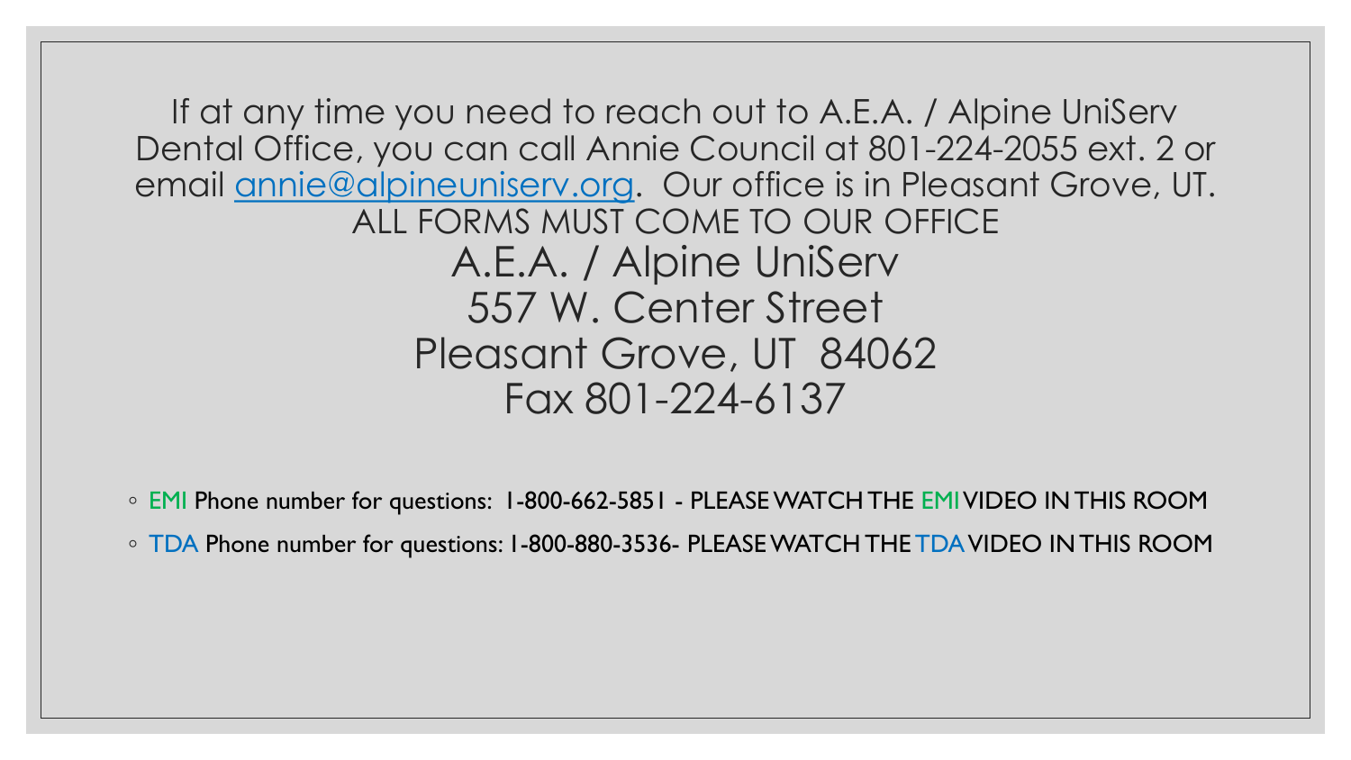If at any time you need to reach out to A.E.A. / Alpine UniServ Dental Office, you can call Annie Council at 801-224-2055 ext. 2 or email [annie@alpineuniserv.org](mailto:annie@alpineuniserv.org). Our office is in Pleasant Grove, UT.

ALL FORMS MUST COME TO OUR OFFICE

A.E.A. / Alpine UniServ
557 W. Center Street
Pleasant Grove, UT 84062
Fax 801-224-6137

- EMI Phone number for questions: 1-800-662-5851 - PLEASE WATCH THE EMI VIDEO IN THIS ROOM
- TDA Phone number for questions: 1-800-880-3536- PLEASE WATCH THE TDA VIDEO IN THIS ROOM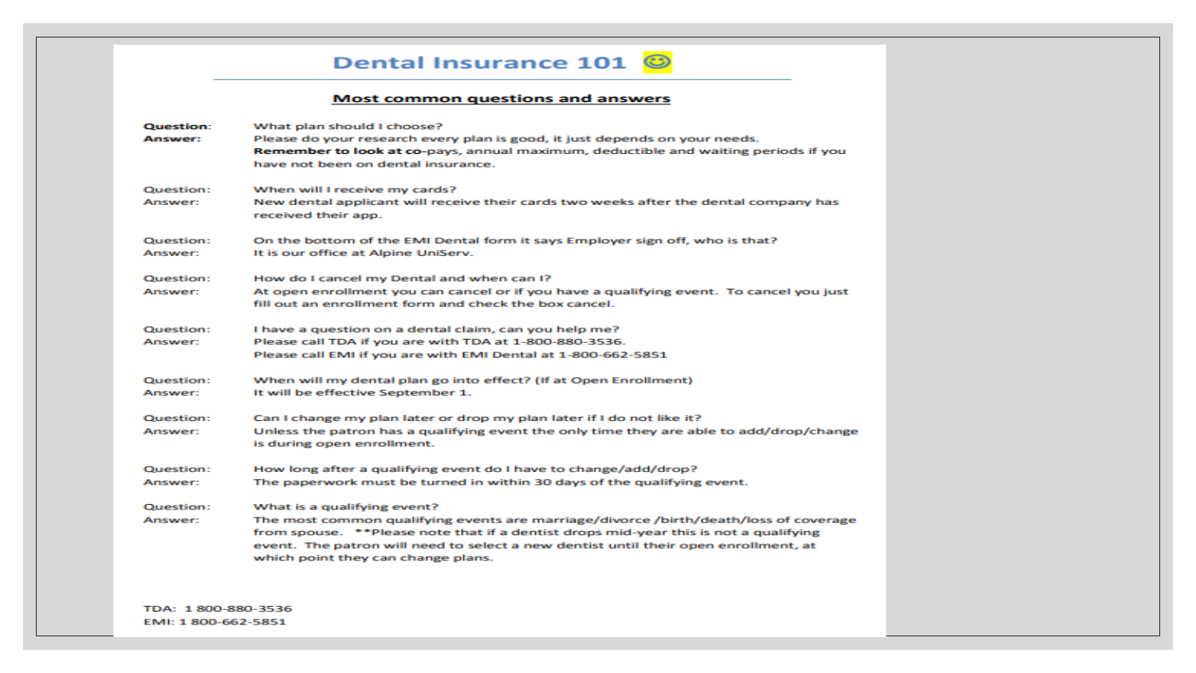# Dental Insurance 101 😊

## Most common questions and answers

**Question:** What plan should I choose?
**Answer:** Please do your research every plan is good, it just depends on your needs. **Remember to look at co**-pays, annual maximum, deductible and waiting periods if you have not been on dental insurance.

Question: When will I receive my cards?
Answer: New dental applicant will receive their cards two weeks after the dental company has received their app.

Question: On the bottom of the EMI Dental form it says Employer sign off, who is that?
Answer: It is our office at Alpine UniServ.

Question: How do I cancel my Dental and when can I?
Answer: At open enrollment you can cancel or if you have a qualifying event. To cancel you just fill out an enrollment form and check the box cancel.

Question: I have a question on a dental claim, can you help me?
Answer: Please call TDA if you are with TDA at 1-800-880-3536.
Please call EMI if you are with EMI Dental at 1-800-662-5851

Question: When will my dental plan go into effect? (If at Open Enrollment)
Answer: It will be effective September 1.

Question: Can I change my plan later or drop my plan later if I do not like it?
Answer: Unless the patron has a qualifying event the only time they are able to add/drop/change is during open enrollment.

Question: How long after a qualifying event do I have to change/add/drop?
Answer: The paperwork must be turned in within 30 days of the qualifying event.

Question: What is a qualifying event?
Answer: The most common qualifying events are marriage/divorce /birth/death/loss of coverage from spouse. **Please note that if a dentist drops mid-year this is not a qualifying event. The patron will need to select a new dentist until their open enrollment, at which point they can change plans.

TDA: 1 800-880-3536
EMI: 1 800-662-5851